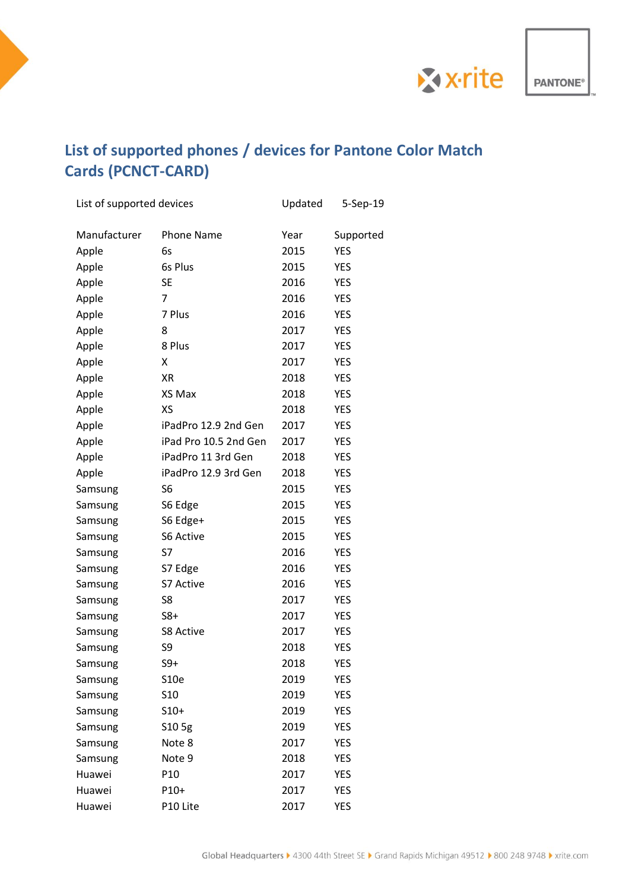# List of supported phones / devices for Pantone Color Match Cards (PCNCT-CARD)

List of supported devices    Updated    5-Sep-19

| Manufacturer | Phone Name | Year | Supported |
|---|---|---|---|
| Apple | 6s | 2015 | YES |
| Apple | 6s Plus | 2015 | YES |
| Apple | SE | 2016 | YES |
| Apple | 7 | 2016 | YES |
| Apple | 7 Plus | 2016 | YES |
| Apple | 8 | 2017 | YES |
| Apple | 8 Plus | 2017 | YES |
| Apple | X | 2017 | YES |
| Apple | XR | 2018 | YES |
| Apple | XS Max | 2018 | YES |
| Apple | XS | 2018 | YES |
| Apple | iPadPro 12.9 2nd Gen | 2017 | YES |
| Apple | iPad Pro 10.5 2nd Gen | 2017 | YES |
| Apple | iPadPro 11 3rd Gen | 2018 | YES |
| Apple | iPadPro 12.9 3rd Gen | 2018 | YES |
| Samsung | S6 | 2015 | YES |
| Samsung | S6 Edge | 2015 | YES |
| Samsung | S6 Edge+ | 2015 | YES |
| Samsung | S6 Active | 2015 | YES |
| Samsung | S7 | 2016 | YES |
| Samsung | S7 Edge | 2016 | YES |
| Samsung | S7 Active | 2016 | YES |
| Samsung | S8 | 2017 | YES |
| Samsung | S8+ | 2017 | YES |
| Samsung | S8 Active | 2017 | YES |
| Samsung | S9 | 2018 | YES |
| Samsung | S9+ | 2018 | YES |
| Samsung | S10e | 2019 | YES |
| Samsung | S10 | 2019 | YES |
| Samsung | S10+ | 2019 | YES |
| Samsung | S10 5g | 2019 | YES |
| Samsung | Note 8 | 2017 | YES |
| Samsung | Note 9 | 2018 | YES |
| Huawei | P10 | 2017 | YES |
| Huawei | P10+ | 2017 | YES |
| Huawei | P10 Lite | 2017 | YES |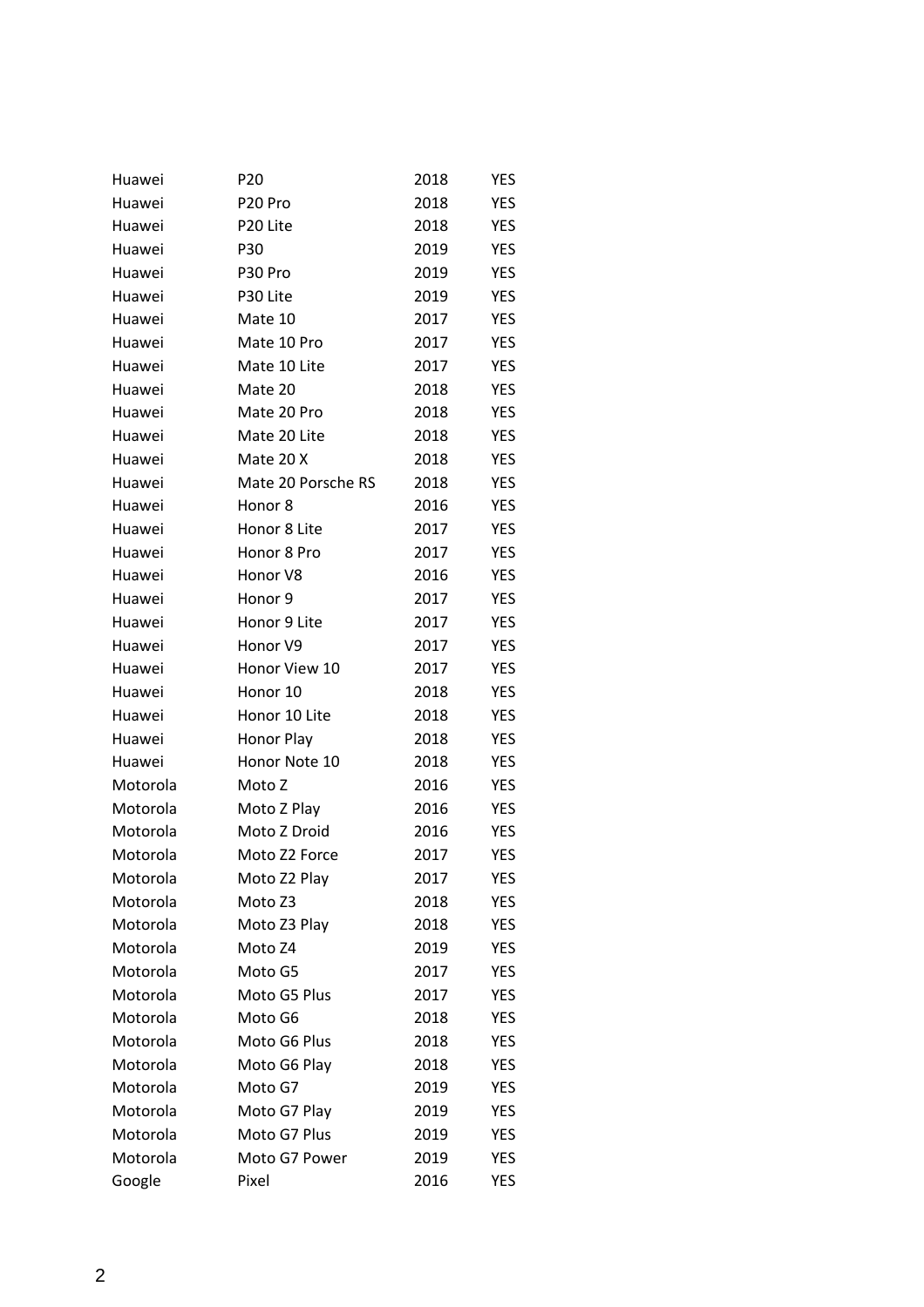| | | | |
|---|---|---|---|
| Huawei | P20 | 2018 | YES |
| Huawei | P20 Pro | 2018 | YES |
| Huawei | P20 Lite | 2018 | YES |
| Huawei | P30 | 2019 | YES |
| Huawei | P30 Pro | 2019 | YES |
| Huawei | P30 Lite | 2019 | YES |
| Huawei | Mate 10 | 2017 | YES |
| Huawei | Mate 10 Pro | 2017 | YES |
| Huawei | Mate 10 Lite | 2017 | YES |
| Huawei | Mate 20 | 2018 | YES |
| Huawei | Mate 20 Pro | 2018 | YES |
| Huawei | Mate 20 Lite | 2018 | YES |
| Huawei | Mate 20 X | 2018 | YES |
| Huawei | Mate 20 Porsche RS | 2018 | YES |
| Huawei | Honor 8 | 2016 | YES |
| Huawei | Honor 8 Lite | 2017 | YES |
| Huawei | Honor 8 Pro | 2017 | YES |
| Huawei | Honor V8 | 2016 | YES |
| Huawei | Honor 9 | 2017 | YES |
| Huawei | Honor 9 Lite | 2017 | YES |
| Huawei | Honor V9 | 2017 | YES |
| Huawei | Honor View 10 | 2017 | YES |
| Huawei | Honor 10 | 2018 | YES |
| Huawei | Honor 10 Lite | 2018 | YES |
| Huawei | Honor Play | 2018 | YES |
| Huawei | Honor Note 10 | 2018 | YES |
| Motorola | Moto Z | 2016 | YES |
| Motorola | Moto Z Play | 2016 | YES |
| Motorola | Moto Z Droid | 2016 | YES |
| Motorola | Moto Z2 Force | 2017 | YES |
| Motorola | Moto Z2 Play | 2017 | YES |
| Motorola | Moto Z3 | 2018 | YES |
| Motorola | Moto Z3 Play | 2018 | YES |
| Motorola | Moto Z4 | 2019 | YES |
| Motorola | Moto G5 | 2017 | YES |
| Motorola | Moto G5 Plus | 2017 | YES |
| Motorola | Moto G6 | 2018 | YES |
| Motorola | Moto G6 Plus | 2018 | YES |
| Motorola | Moto G6 Play | 2018 | YES |
| Motorola | Moto G7 | 2019 | YES |
| Motorola | Moto G7 Play | 2019 | YES |
| Motorola | Moto G7 Plus | 2019 | YES |
| Motorola | Moto G7 Power | 2019 | YES |
| Google | Pixel | 2016 | YES |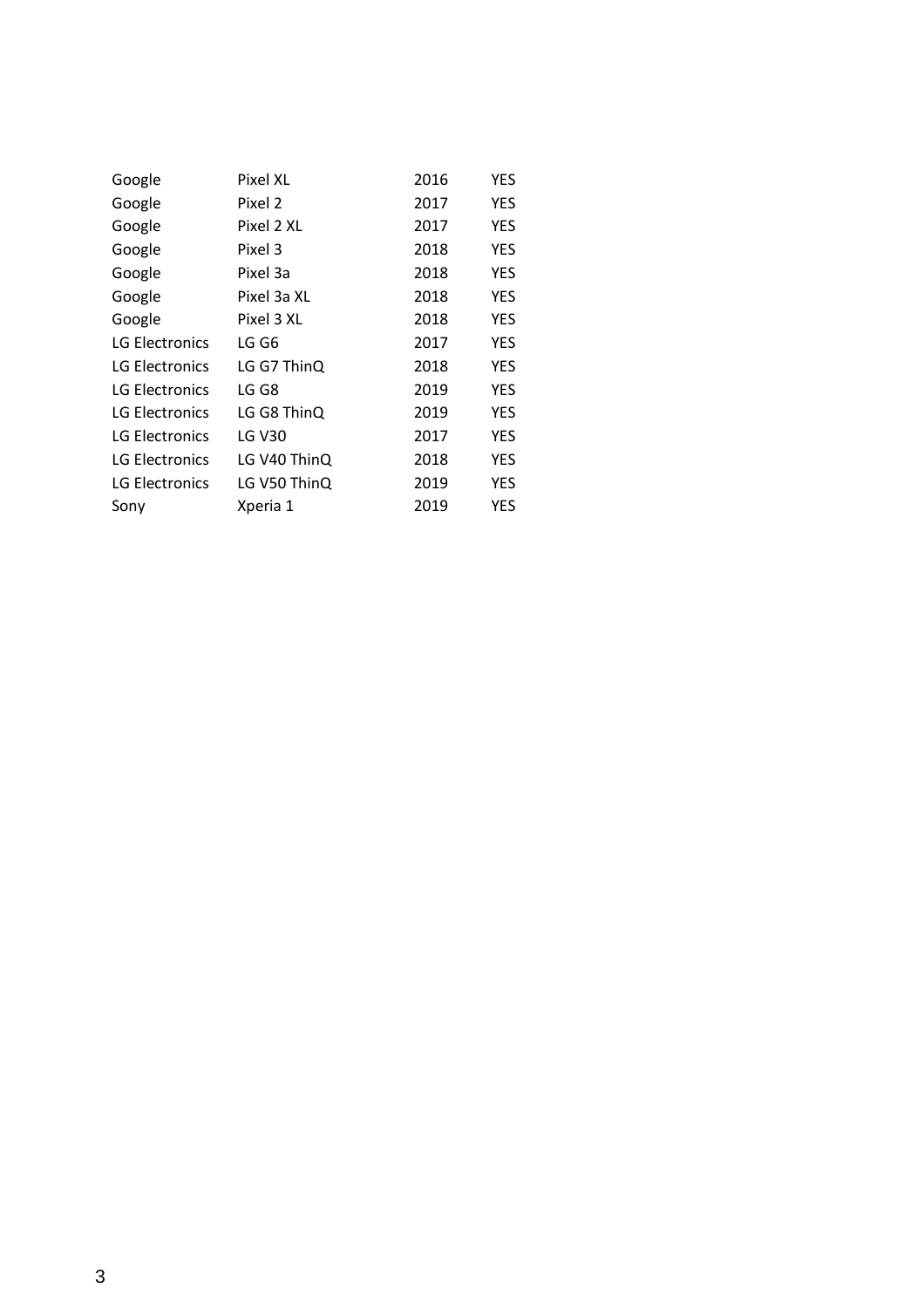| | | | |
|---|---|---|---|
| Google | Pixel XL | 2016 | YES |
| Google | Pixel 2 | 2017 | YES |
| Google | Pixel 2 XL | 2017 | YES |
| Google | Pixel 3 | 2018 | YES |
| Google | Pixel 3a | 2018 | YES |
| Google | Pixel 3a XL | 2018 | YES |
| Google | Pixel 3 XL | 2018 | YES |
| LG Electronics | LG G6 | 2017 | YES |
| LG Electronics | LG G7 ThinQ | 2018 | YES |
| LG Electronics | LG G8 | 2019 | YES |
| LG Electronics | LG G8 ThinQ | 2019 | YES |
| LG Electronics | LG V30 | 2017 | YES |
| LG Electronics | LG V40 ThinQ | 2018 | YES |
| LG Electronics | LG V50 ThinQ | 2019 | YES |
| Sony | Xperia 1 | 2019 | YES |